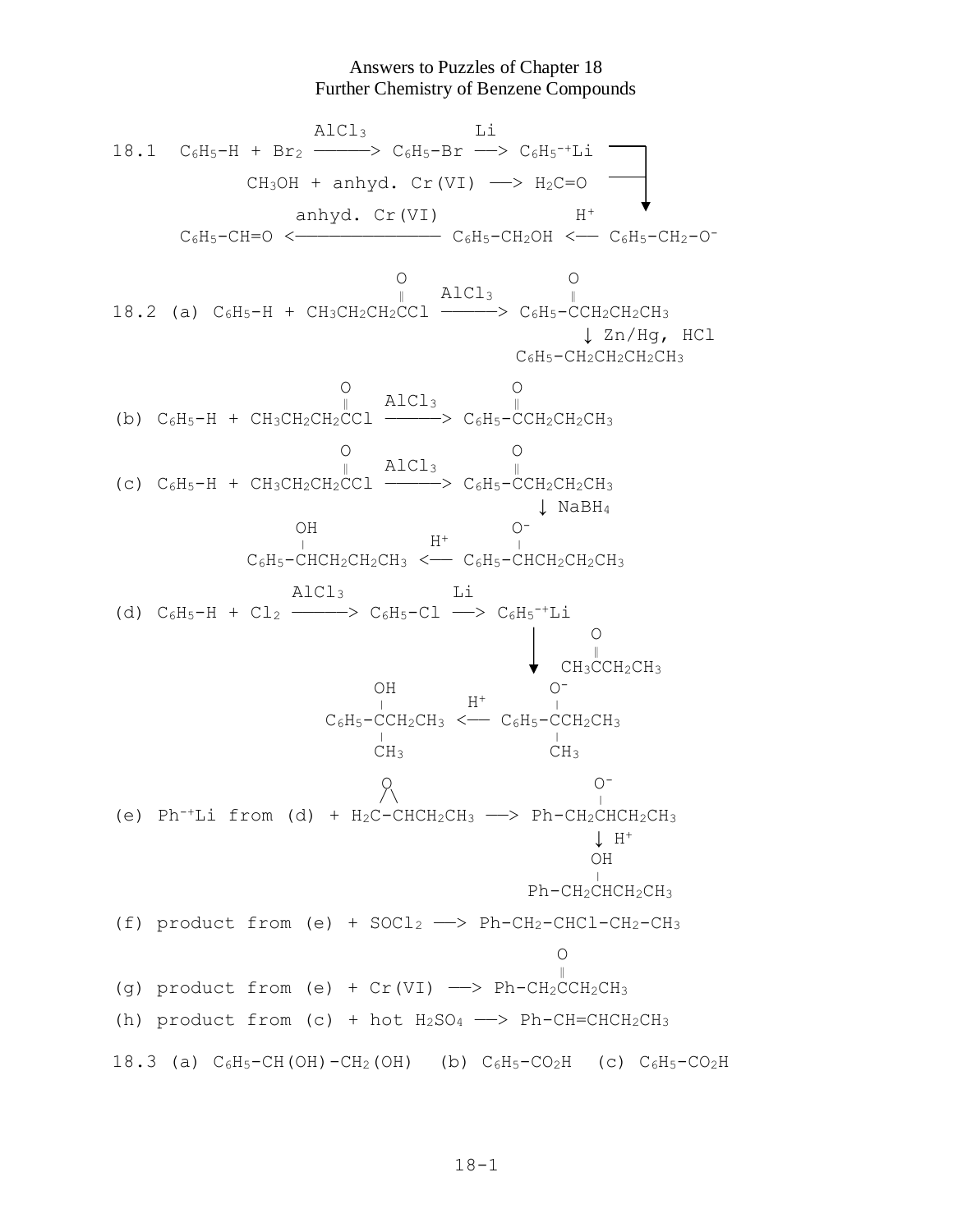# Answers to Puzzles of Chapter 18
## Further Chemistry of Benzene Compounds

**18.1** 

$$C_6H_5\text{-}H + Br_2 \xrightarrow{AlCl_3} C_6H_5\text{-}Br \xrightarrow{Li} C_6H_5^{-+}Li$$

$$CH_3OH + \text{anhyd. Cr(VI)} \longrightarrow H_2C{=}O$$

($C_6H_5^{-+}Li$ + $H_2C{=}O$ ⟶ $C_6H_5\text{-}CH_2\text{-}O^-$)

$$C_6H_5\text{-}CH{=}O \xleftarrow{\text{anhyd. Cr(VI)}} C_6H_5\text{-}CH_2OH \xleftarrow{H^+} C_6H_5\text{-}CH_2\text{-}O^-$$

**18.2** (a) 

$$C_6H_5\text{-}H + CH_3CH_2CH_2C({=}O)Cl \xrightarrow{AlCl_3} C_6H_5\text{-}C({=}O)CH_2CH_2CH_3$$

$$\downarrow \text{Zn/Hg, HCl}$$

$$C_6H_5\text{-}CH_2CH_2CH_2CH_3$$

(b) 

$$C_6H_5\text{-}H + CH_3CH_2CH_2C({=}O)Cl \xrightarrow{AlCl_3} C_6H_5\text{-}C({=}O)CH_2CH_2CH_3$$

(c) 

$$C_6H_5\text{-}H + CH_3CH_2CH_2C({=}O)Cl \xrightarrow{AlCl_3} C_6H_5\text{-}C({=}O)CH_2CH_2CH_3$$

$$\downarrow NaBH_4$$

$$C_6H_5\text{-}CH(OH)CH_2CH_2CH_3 \xleftarrow{H^+} C_6H_5\text{-}CH(O^-)CH_2CH_2CH_3$$

(d) 

$$C_6H_5\text{-}H + Cl_2 \xrightarrow{AlCl_3} C_6H_5\text{-}Cl \xrightarrow{Li} C_6H_5^{-+}Li$$

$$\downarrow CH_3C({=}O)CH_2CH_3$$

$$C_6H_5\text{-}C(OH)(CH_3)CH_2CH_3 \xleftarrow{H^+} C_6H_5\text{-}C(O^-)(CH_3)CH_2CH_3$$

(e) 

$$Ph^{-+}Li \text{ from (d)} + H_2C\text{-}CHCH_2CH_3 \text{ (epoxide, O bridging the two carbons)} \longrightarrow Ph\text{-}CH_2CH(O^-)CH_2CH_3$$

$$\downarrow H^+$$

$$Ph\text{-}CH_2CH(OH)CH_2CH_3$$

(f) product from (e) + $SOCl_2$ ⟶ $Ph\text{-}CH_2\text{-}CHCl\text{-}CH_2\text{-}CH_3$

(g) product from (e) + Cr(VI) ⟶ $Ph\text{-}CH_2C({=}O)CH_2CH_3$

(h) product from (c) + hot $H_2SO_4$ ⟶ $Ph\text{-}CH{=}CHCH_2CH_3$

**18.3** (a) $C_6H_5\text{-}CH(OH)\text{-}CH_2(OH)$ (b) $C_6H_5\text{-}CO_2H$ (c) $C_6H_5\text{-}CO_2H$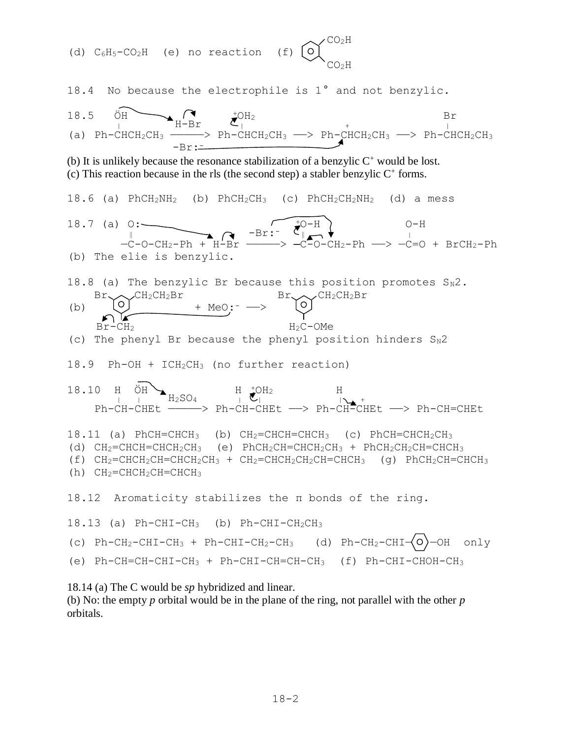(d) $C_6H_5$-$CO_2H$  (e) no reaction  (f) benzene ring with two $CO_2H$ groups (ortho)

18.4  No because the electrophile is 1° and not benzylic.

18.5
(a) Ph-CH(OH)CH$_2$CH$_3$ —(H-Br, −Br:$^-$)→ Ph-CH($^+$OH$_2$)CH$_2$CH$_3$ → Ph-$\overset{+}{C}$HCH$_2$CH$_3$ → Ph-CH(Br)CH$_2$CH$_3$

(b) It is unlikely because the resonance stabilization of a benzylic C$^+$ would be lost.
(c) This reaction because in the rls (the second step) a stabler benzylic C$^+$ forms.

18.6 (a) PhCH$_2$NH$_2$  (b) PhCH$_2$CH$_3$  (c) PhCH$_2$CH$_2$NH$_2$  (d) a mess

18.7 (a) —C(=O:)-O-CH$_2$-Ph + H-Br —(−Br:$^-$)→ —C(=$^+$O-H)-O-CH$_2$-Ph → —C(-O-H)=O + BrCH$_2$-Ph
(b) The elie is benzylic.

18.8 (a) The benzylic Br because this position promotes $S_N2$.
(b) Br-C$_6$H$_3$(CH$_2$CH$_2$Br)(CH$_2$-Br) + MeO:$^-$ → Br-C$_6$H$_3$(CH$_2$CH$_2$Br)(H$_2$C-OMe)
(c) The phenyl Br because the phenyl position hinders $S_N2$

18.9  Ph-OH + ICH$_2$CH$_3$ (no further reaction)

18.10  Ph-CH(H)-CH(ÖH)Et —(H$_2$SO$_4$)→ Ph-CH(H)-CH($^+$OH$_2$)Et → Ph-CH(H)-$\overset{+}{C}$HEt → Ph-CH=CHEt

18.11 (a) PhCH=CHCH$_3$  (b) CH$_2$=CHCH=CHCH$_3$  (c) PhCH=CHCH$_2$CH$_3$
(d) CH$_2$=CHCH=CHCH$_2$CH$_3$  (e) PhCH$_2$CH=CHCH$_2$CH$_3$ + PhCH$_2$CH$_2$CH=CHCH$_3$
(f) CH$_2$=CHCH$_2$CH=CHCH$_2$CH$_3$ + CH$_2$=CHCH$_2$CH$_2$CH=CHCH$_3$  (g) PhCH$_2$CH=CHCH$_3$
(h) CH$_2$=CHCH$_2$CH=CHCH$_3$

18.12  Aromaticity stabilizes the π bonds of the ring.

18.13 (a) Ph-CHI-CH$_3$  (b) Ph-CHI-CH$_2$CH$_3$
(c) Ph-CH$_2$-CHI-CH$_3$ + Ph-CHI-CH$_2$-CH$_3$  (d) Ph-CH$_2$-CHI-C$_6$H$_4$-OH only
(e) Ph-CH=CH-CHI-CH$_3$ + Ph-CHI-CH=CH-CH$_3$  (f) Ph-CHI-CHOH-CH$_3$

18.14 (a) The C would be *sp* hybridized and linear.
(b) No: the empty *p* orbital would be in the plane of the ring, not parallel with the other *p* orbitals.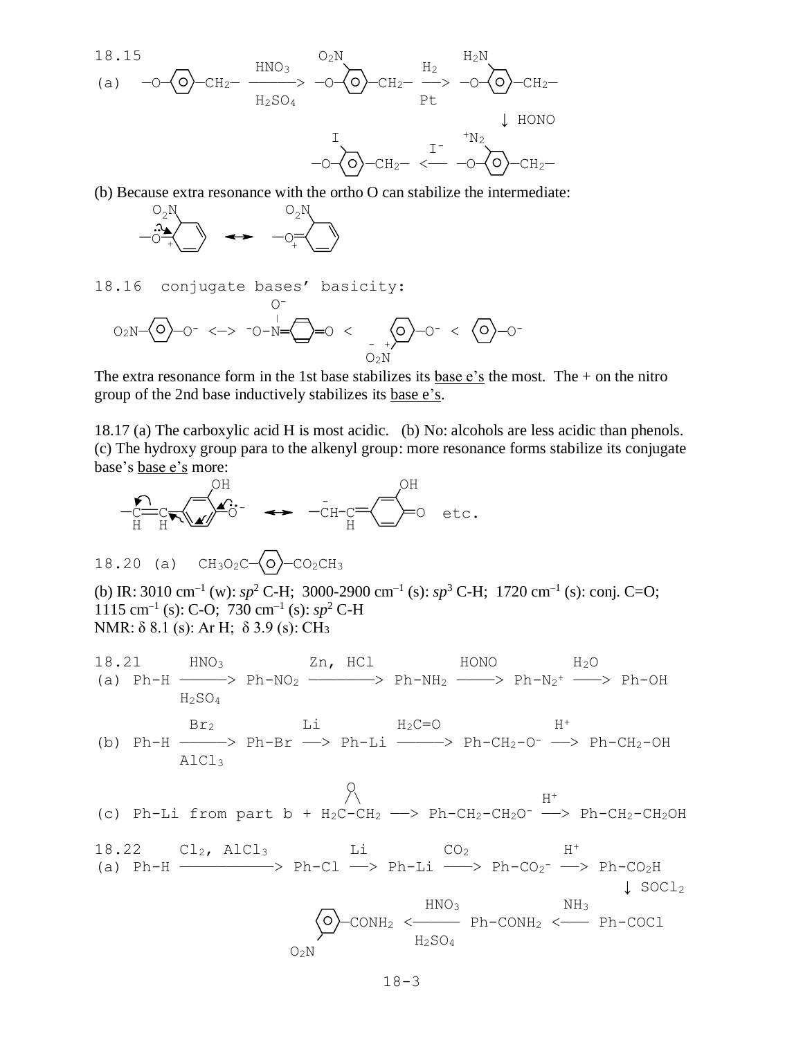18.15

(a) —O—⟨O⟩—CH₂— $\xrightarrow[H_2SO_4]{HNO_3}$ —O—⟨O⟩(O₂N)—CH₂— $\xrightarrow[Pt]{H_2}$ —O—⟨O⟩(H₂N)—CH₂—

↓ HONO

—O—⟨O⟩(I)—CH₂— $\xleftarrow{I^-}$ —O—⟨O⟩($^+N_2$)—CH₂—

(b) Because extra resonance with the ortho O can stabilize the intermediate:

[structures: O₂N-substituted cation with —Ö adjacent to + ↔ —O⁺= form]

18.16 conjugate bases' basicity:

$O_2N$—⟨O⟩—$O^-$ <—> $^-O$—N(—$O^-$)=⟨⟩=O < ⟨O⟩—$O^-$ (with $O_2N$ meta, − +) < ⟨O⟩—$O^-$

The extra resonance form in the 1st base stabilizes its base e's the most. The + on the nitro group of the 2nd base inductively stabilizes its base e's.

18.17 (a) The carboxylic acid H is most acidic. (b) No: alcohols are less acidic than phenols. (c) The hydroxy group para to the alkenyl group: more resonance forms stabilize its conjugate base's base e's more:

—C(H)=C(H)—⟨⟩(OH)—Ö$^-$ ↔ —$\overset{-}{C}$H—C(H)=⟨⟩(OH)=O etc.

18.20 (a) $CH_3O_2C$—⟨O⟩—$CO_2CH_3$

(b) IR: 3010 cm$^{-1}$ (w): $sp^2$ C-H; 3000-2900 cm$^{-1}$ (s): $sp^3$ C-H; 1720 cm$^{-1}$ (s): conj. C=O; 1115 cm$^{-1}$ (s): C-O; 730 cm$^{-1}$ (s): $sp^2$ C-H

NMR: δ 8.1 (s): Ar H; δ 3.9 (s): $CH_3$

18.21

(a) Ph-H $\xrightarrow[H_2SO_4]{HNO_3}$ Ph-$NO_2$ $\xrightarrow{Zn,\ HCl}$ Ph-$NH_2$ $\xrightarrow{HONO}$ Ph-$N_2^+$ $\xrightarrow{H_2O}$ Ph-OH

(b) Ph-H $\xrightarrow[AlCl_3]{Br_2}$ Ph-Br $\xrightarrow{Li}$ Ph-Li $\xrightarrow{H_2C=O}$ Ph-$CH_2$-$O^-$ $\xrightarrow{H^+}$ Ph-$CH_2$-OH

(c) Ph-Li from part b + $H_2C$–$CH_2$ (epoxide, O bridging) ⟶ Ph-$CH_2$-$CH_2O^-$ $\xrightarrow{H^+}$ Ph-$CH_2$-$CH_2OH$

18.22

(a) Ph-H $\xrightarrow{Cl_2,\ AlCl_3}$ Ph-Cl $\xrightarrow{Li}$ Ph-Li $\xrightarrow{CO_2}$ Ph-$CO_2^-$ $\xrightarrow{H^+}$ Ph-$CO_2H$

↓ $SOCl_2$

⟨O⟩(meta-$O_2N$)—$CONH_2$ $\xleftarrow[H_2SO_4]{HNO_3}$ Ph-$CONH_2$ $\xleftarrow{NH_3}$ Ph-COCl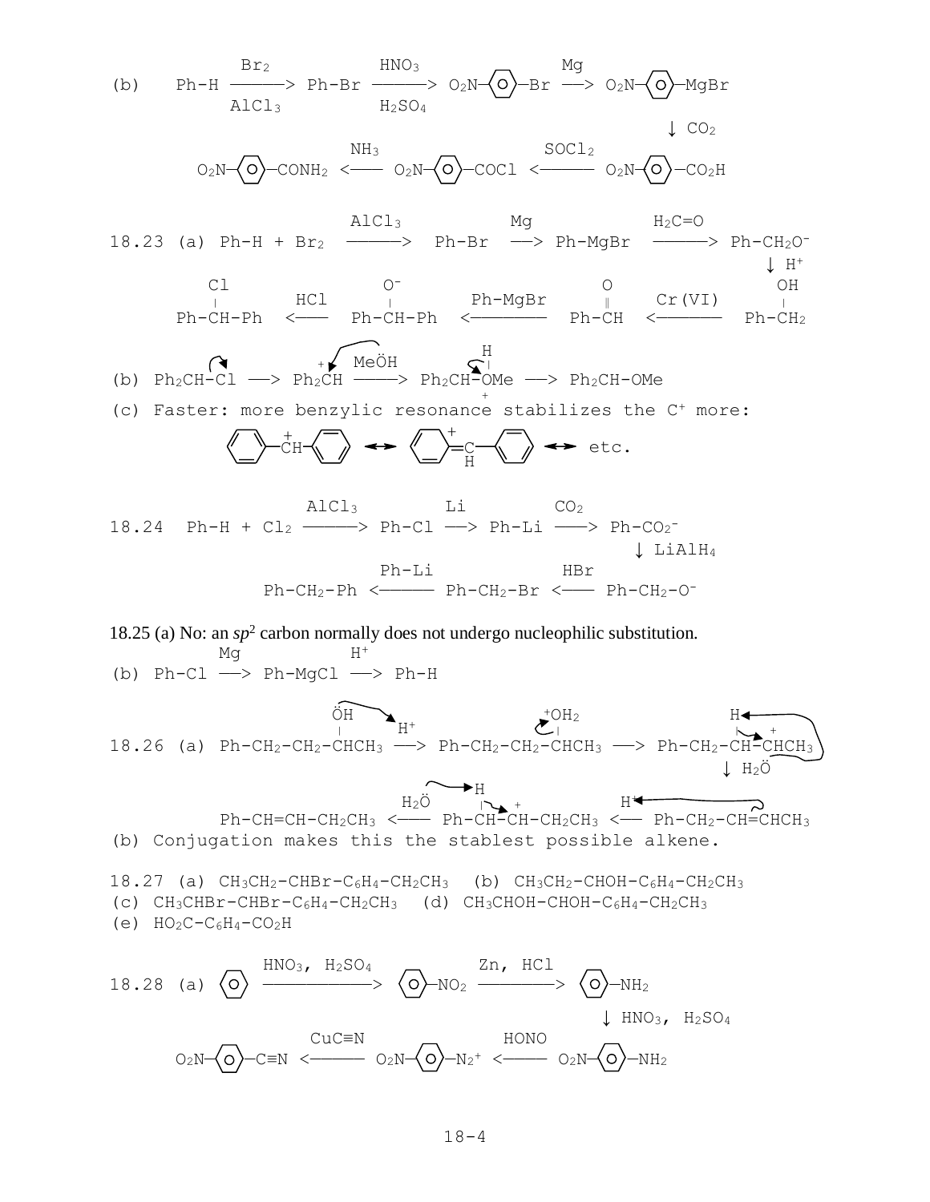(b) Ph-H $\xrightarrow[AlCl_3]{Br_2}$ Ph-Br $\xrightarrow[H_2SO_4]{HNO_3}$ $O_2N-C_6H_4-Br$ $\xrightarrow{Mg}$ $O_2N-C_6H_4-MgBr$

↓ $CO_2$

$O_2N-C_6H_4-CONH_2$ $\xleftarrow{NH_3}$ $O_2N-C_6H_4-COCl$ $\xleftarrow{SOCl_2}$ $O_2N-C_6H_4-CO_2H$

18.23 (a) Ph-H + $Br_2$ $\xrightarrow{AlCl_3}$ Ph-Br $\xrightarrow{Mg}$ Ph-MgBr $\xrightarrow{H_2C=O}$ $Ph-CH_2O^-$

↓ $H^+$

Ph-CH(Cl)-Ph $\xleftarrow{HCl}$ Ph-CH($O^-$)-Ph $\xleftarrow{Ph-MgBr}$ Ph-CH(=O) $\xleftarrow{Cr(VI)}$ Ph-$CH_2$(OH)

(b) $Ph_2CH-Cl$ ⟶ $Ph_2\overset{+}{C}H$ $\xrightarrow{Me\ddot{O}H}$ $Ph_2CH-\overset{+}{O}(H)Me$ ⟶ $Ph_2CH-OMe$

(c) Faster: more benzylic resonance stabilizes the $C^+$ more:

$C_6H_5-\overset{+}{C}H-C_6H_5$ ↔ (+ on ring)$=CH-C_6H_5$ ↔ etc.

18.24 Ph-H + $Cl_2$ $\xrightarrow{AlCl_3}$ Ph-Cl $\xrightarrow{Li}$ Ph-Li $\xrightarrow{CO_2}$ $Ph-CO_2^-$

↓ $LiAlH_4$

$Ph-CH_2-Ph$ $\xleftarrow{Ph-Li}$ $Ph-CH_2-Br$ $\xleftarrow{HBr}$ $Ph-CH_2-O^-$

18.25 (a) No: an $sp^2$ carbon normally does not undergo nucleophilic substitution.

(b) Ph-Cl $\xrightarrow{Mg}$ Ph-MgCl $\xrightarrow{H^+}$ Ph-H

18.26 (a) $Ph-CH_2-CH_2-CH(\ddot{O}H)CH_3$ $\xrightarrow{H^+}$ $Ph-CH_2-CH_2-CH(^+OH_2)CH_3$ ⟶ $Ph-CH_2-CH(H)-\overset{+}{C}HCH_3$

↓ $H_2\ddot{O}$

$Ph-CH=CH-CH_2CH_3$ $\xleftarrow{H_2\ddot{O}}$ $Ph-CH(H)-\overset{+}{C}H-CH_2CH_3$ $\xleftarrow{H^+}$ $Ph-CH_2-CH=CHCH_3$

(b) Conjugation makes this the stablest possible alkene.

18.27 (a) $CH_3CH_2-CHBr-C_6H_4-CH_2CH_3$ (b) $CH_3CH_2-CHOH-C_6H_4-CH_2CH_3$
(c) $CH_3CHBr-CHBr-C_6H_4-CH_2CH_3$ (d) $CH_3CHOH-CHOH-C_6H_4-CH_2CH_3$
(e) $HO_2C-C_6H_4-CO_2H$

18.28 (a) $C_6H_6$ $\xrightarrow{HNO_3,\ H_2SO_4}$ $C_6H_5-NO_2$ $\xrightarrow{Zn,\ HCl}$ $C_6H_5-NH_2$

↓ $HNO_3$, $H_2SO_4$

$O_2N-C_6H_4-C{\equiv}N$ $\xleftarrow{CuC{\equiv}N}$ $O_2N-C_6H_4-N_2^+$ $\xleftarrow{HONO}$ $O_2N-C_6H_4-NH_2$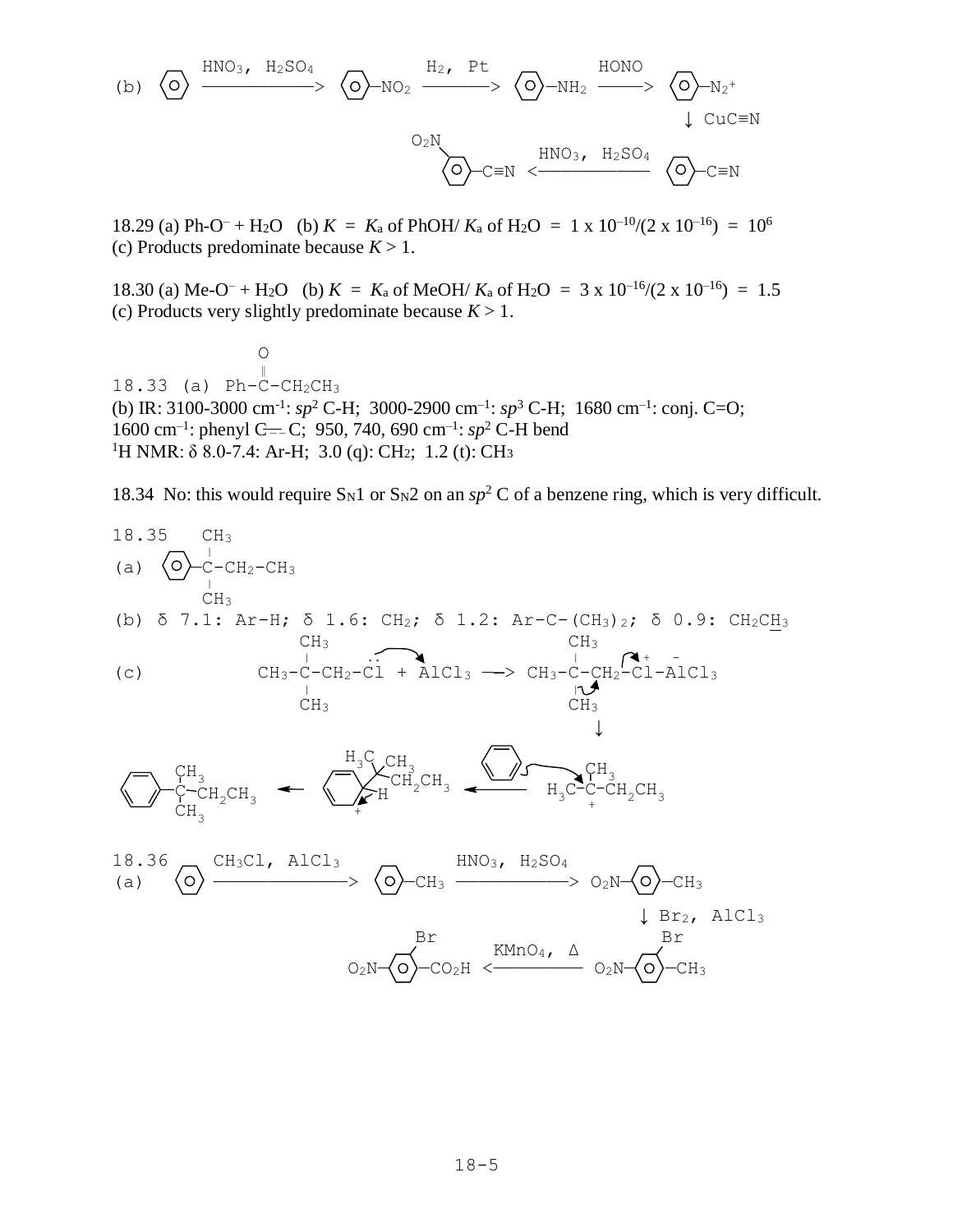(b) Benzene $\xrightarrow{HNO_3,\ H_2SO_4}$ $C_6H_5$–$NO_2$ $\xrightarrow{H_2,\ Pt}$ $C_6H_5$–$NH_2$ $\xrightarrow{HONO}$ $C_6H_5$–$N_2^+$

$\downarrow$ CuC≡N

$O_2N$–$C_6H_4$–C≡N (meta) $\xleftarrow{HNO_3,\ H_2SO_4}$ $C_6H_5$–C≡N

18.29 (a) Ph-O⁻ + $H_2O$   (b) $K$ = $K_a$ of PhOH/ $K_a$ of $H_2O$ = $1 \times 10^{-10}/(2 \times 10^{-16})$ = $10^6$
(c) Products predominate because $K > 1$.

18.30 (a) Me-O⁻ + $H_2O$   (b) $K$ = $K_a$ of MeOH/ $K_a$ of $H_2O$ = $3 \times 10^{-16}/(2 \times 10^{-16})$ = 1.5
(c) Products very slightly predominate because $K > 1$.

18.33 (a) Ph-C(=O)-$CH_2CH_3$
(b) IR: 3100-3000 $cm^{-1}$: $sp^2$ C-H; 3000-2900 $cm^{-1}$: $sp^3$ C-H; 1680 $cm^{-1}$: conj. C=O;
1600 $cm^{-1}$: phenyl C═C; 950, 740, 690 $cm^{-1}$: $sp^2$ C-H bend
$^1$H NMR: δ 8.0-7.4: Ar-H; 3.0 (q): $CH_2$; 1.2 (t): $CH_3$

18.34 No: this would require $S_N1$ or $S_N2$ on an $sp^2$ C of a benzene ring, which is very difficult.

18.35
(a) $C_6H_5$–C($CH_3$)$_2$–$CH_2$–$CH_3$
(b) δ 7.1: Ar-H; δ 1.6: $CH_2$; δ 1.2: Ar-C-($CH_3$)$_2$; δ 0.9: $CH_2CH_3$
(c) $CH_3$-C($CH_3$)$_2$-$CH_2$-Cl + $AlCl_3$ ⟶ $CH_3$-C($CH_3$)$_2$-$CH_2$-$Cl^+$-$AlCl_3^-$
↓
$C_6H_5$–C($CH_3$)$_2$–$CH_2CH_3$ ⟵ (arenium ion: ring C bearing H and C($CH_3$)$_2CH_2CH_3$, +) ⟵ benzene + $H_3C$-$C^+$($CH_3$)-$CH_2CH_3$

18.36
(a) Benzene $\xrightarrow{CH_3Cl,\ AlCl_3}$ $C_6H_5$–$CH_3$ $\xrightarrow{HNO_3,\ H_2SO_4}$ $O_2N$–$C_6H_4$–$CH_3$ (para)

$\downarrow$ $Br_2$, $AlCl_3$

$O_2N$–$C_6H_3$(Br)–$CO_2H$ $\xleftarrow{KMnO_4,\ \Delta}$ $O_2N$–$C_6H_3$(Br)–$CH_3$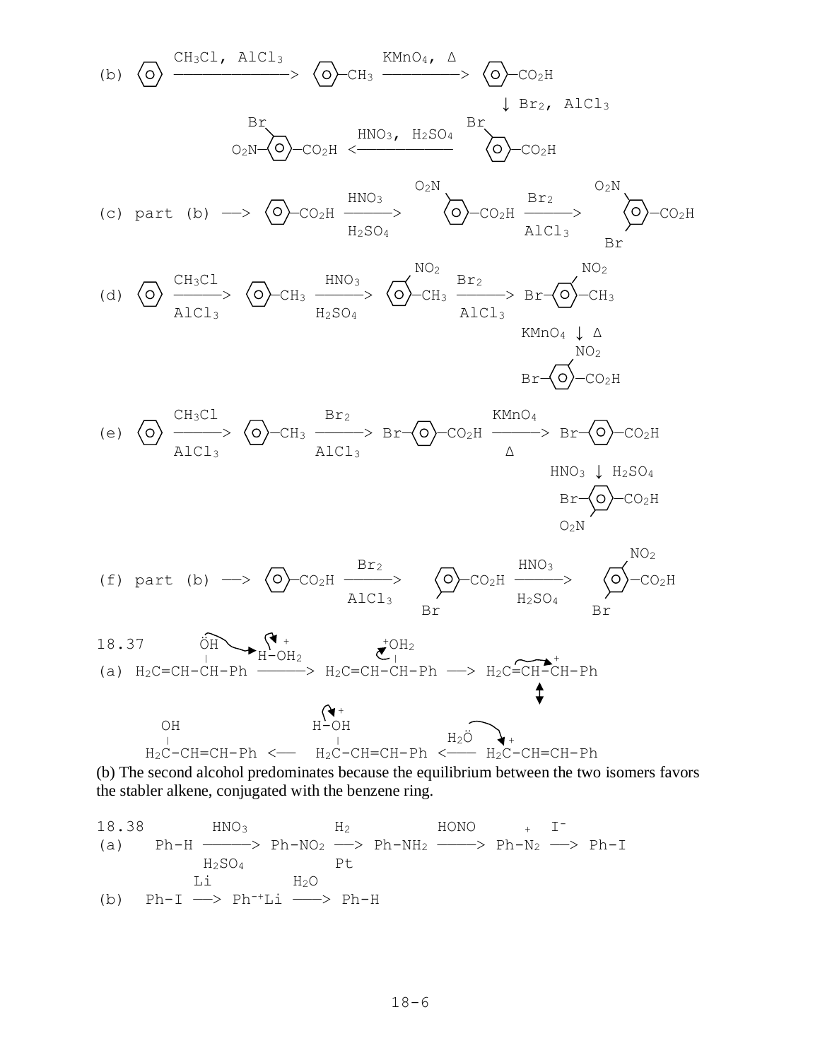(b) $C_6H_6 \xrightarrow{CH_3Cl,\ AlCl_3} C_6H_5\text{-}CH_3 \xrightarrow{KMnO_4,\ \Delta} C_6H_5\text{-}CO_2H \xrightarrow{Br_2,\ AlCl_3}$ Br-substituted $C_6H_4\text{-}CO_2H$ (Br meta) $\xrightarrow{HNO_3,\ H_2SO_4}$ $O_2N$-, Br-substituted $C_6H_3\text{-}CO_2H$

(c) part (b) $\longrightarrow C_6H_5\text{-}CO_2H \xrightarrow[H_2SO_4]{HNO_3}$ $O_2N$-substituted $C_6H_4\text{-}CO_2H$ $\xrightarrow[AlCl_3]{Br_2}$ $O_2N$-, Br-substituted $C_6H_3\text{-}CO_2H$

(d) $C_6H_6 \xrightarrow[AlCl_3]{CH_3Cl} C_6H_5\text{-}CH_3 \xrightarrow[H_2SO_4]{HNO_3}$ $NO_2$-substituted $C_6H_4\text{-}CH_3$ $\xrightarrow[AlCl_3]{Br_2}$ Br-, $NO_2$-substituted $C_6H_3\text{-}CH_3$ $\xrightarrow{KMnO_4,\ \Delta}$ Br-, $NO_2$-substituted $C_6H_3\text{-}CO_2H$

(e) $C_6H_6 \xrightarrow[AlCl_3]{CH_3Cl} C_6H_5\text{-}CH_3 \xrightarrow[AlCl_3]{Br_2}$ Br-$C_6H_4$-$CO_2H$ $\xrightarrow[\Delta]{KMnO_4}$ Br-$C_6H_4$-$CO_2H$ $\xrightarrow{HNO_3,\ H_2SO_4}$ Br-, $O_2N$-substituted $C_6H_3\text{-}CO_2H$

(f) part (b) $\longrightarrow C_6H_5\text{-}CO_2H \xrightarrow[AlCl_3]{Br_2}$ Br-substituted $C_6H_4\text{-}CO_2H$ $\xrightarrow[H_2SO_4]{HNO_3}$ $NO_2$-, Br-substituted $C_6H_3\text{-}CO_2H$

18.37

(a) $H_2C{=}CH{-}CH(OH){-}Ph \xrightarrow{H\text{-}OH_2^+} H_2C{=}CH{-}CH(OH_2^+){-}Ph \longrightarrow H_2C{=}CH{-}\overset{+}{C}H{-}Ph \longleftrightarrow H_2\overset{+}{C}{-}CH{=}CH{-}Ph \xrightarrow{H_2\ddot{O}} H_2C(H\text{-}\overset{+}{O}H){-}CH{=}CH{-}Ph \longrightarrow H_2C(OH){-}CH{=}CH{-}Ph$

(b) The second alcohol predominates because the equilibrium between the two isomers favors the stabler alkene, conjugated with the benzene ring.

18.38

(a) $Ph\text{-}H \xrightarrow[H_2SO_4]{HNO_3} Ph\text{-}NO_2 \xrightarrow[Pt]{H_2} Ph\text{-}NH_2 \xrightarrow{HONO} Ph\text{-}\overset{+}{N_2} \xrightarrow{I^-} Ph\text{-}I$

(b) $Ph\text{-}I \xrightarrow{Li} Ph^{-+}Li \xrightarrow{H_2O} Ph\text{-}H$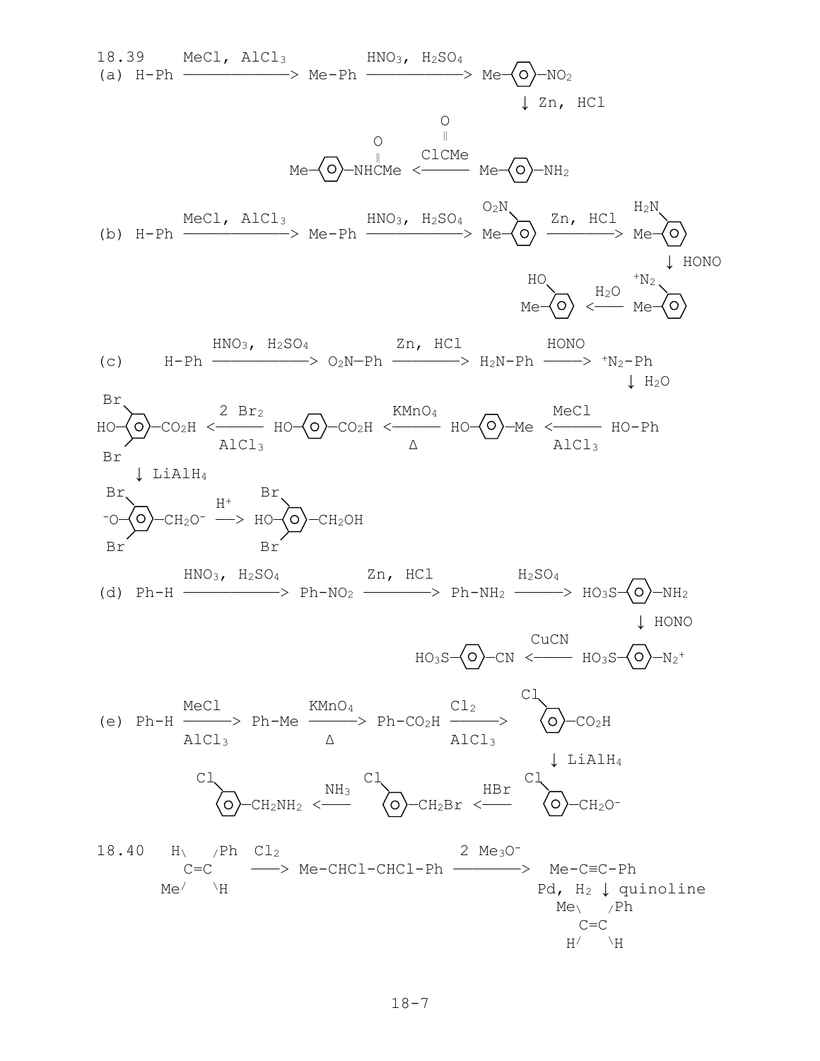18.39

(a) $H\text{-}Ph \xrightarrow{MeCl,\ AlCl_3} Me\text{-}Ph \xrightarrow{HNO_3,\ H_2SO_4} Me\text{-}C_6H_4\text{-}NO_2$ (para)

$\xrightarrow{Zn,\ HCl} Me\text{-}C_6H_4\text{-}NH_2 \xrightarrow{ClC(=O)Me} Me\text{-}C_6H_4\text{-}NHC(=O)Me$

(b) $H\text{-}Ph \xrightarrow{MeCl,\ AlCl_3} Me\text{-}Ph \xrightarrow{HNO_3,\ H_2SO_4}$ ortho-$O_2N\text{-}C_6H_4\text{-}Me \xrightarrow{Zn,\ HCl}$ ortho-$H_2N\text{-}C_6H_4\text{-}Me$

$\xrightarrow{HONO}$ ortho-${}^+N_2\text{-}C_6H_4\text{-}Me \xrightarrow{H_2O}$ ortho-$HO\text{-}C_6H_4\text{-}Me$

(c) $H\text{-}Ph \xrightarrow{HNO_3,\ H_2SO_4} O_2N\text{-}Ph \xrightarrow{Zn,\ HCl} H_2N\text{-}Ph \xrightarrow{HONO} {}^+N_2\text{-}Ph$

$\xrightarrow{H_2O} HO\text{-}Ph \xrightarrow{MeCl,\ AlCl_3} HO\text{-}C_6H_4\text{-}Me \xrightarrow[\Delta]{KMnO_4} HO\text{-}C_6H_4\text{-}CO_2H \xrightarrow{2\ Br_2,\ AlCl_3}$ 3,5-dibromo-4-hydroxy-$C_6H_2\text{-}CO_2H$

$\xrightarrow{LiAlH_4}$ 3,5-dibromo-${}^-O\text{-}C_6H_2\text{-}CH_2O^- \xrightarrow{H^+}$ 3,5-dibromo-$HO\text{-}C_6H_2\text{-}CH_2OH$

(d) $Ph\text{-}H \xrightarrow{HNO_3,\ H_2SO_4} Ph\text{-}NO_2 \xrightarrow{Zn,\ HCl} Ph\text{-}NH_2 \xrightarrow{H_2SO_4} HO_3S\text{-}C_6H_4\text{-}NH_2$

$\xrightarrow{HONO} HO_3S\text{-}C_6H_4\text{-}N_2^+ \xrightarrow{CuCN} HO_3S\text{-}C_6H_4\text{-}CN$

(e) $Ph\text{-}H \xrightarrow{MeCl,\ AlCl_3} Ph\text{-}Me \xrightarrow[\Delta]{KMnO_4} Ph\text{-}CO_2H \xrightarrow{Cl_2,\ AlCl_3}$ meta-$Cl\text{-}C_6H_4\text{-}CO_2H$

$\xrightarrow{LiAlH_4}$ meta-$Cl\text{-}C_6H_4\text{-}CH_2O^- \xrightarrow{HBr}$ meta-$Cl\text{-}C_6H_4\text{-}CH_2Br \xrightarrow{NH_3}$ meta-$Cl\text{-}C_6H_4\text{-}CH_2NH_2$

18.40

(E)-$Me\text{-}CH{=}CH\text{-}Ph$ (H and Ph trans) $\xrightarrow{Cl_2} Me\text{-}CHCl\text{-}CHCl\text{-}Ph \xrightarrow{2\ Me_3O^-} Me\text{-}C{\equiv}C\text{-}Ph$

$\xrightarrow{Pd,\ H_2,\ quinoline}$ (Z)-$Me\text{-}CH{=}CH\text{-}Ph$ (Me and Ph cis; H and H cis)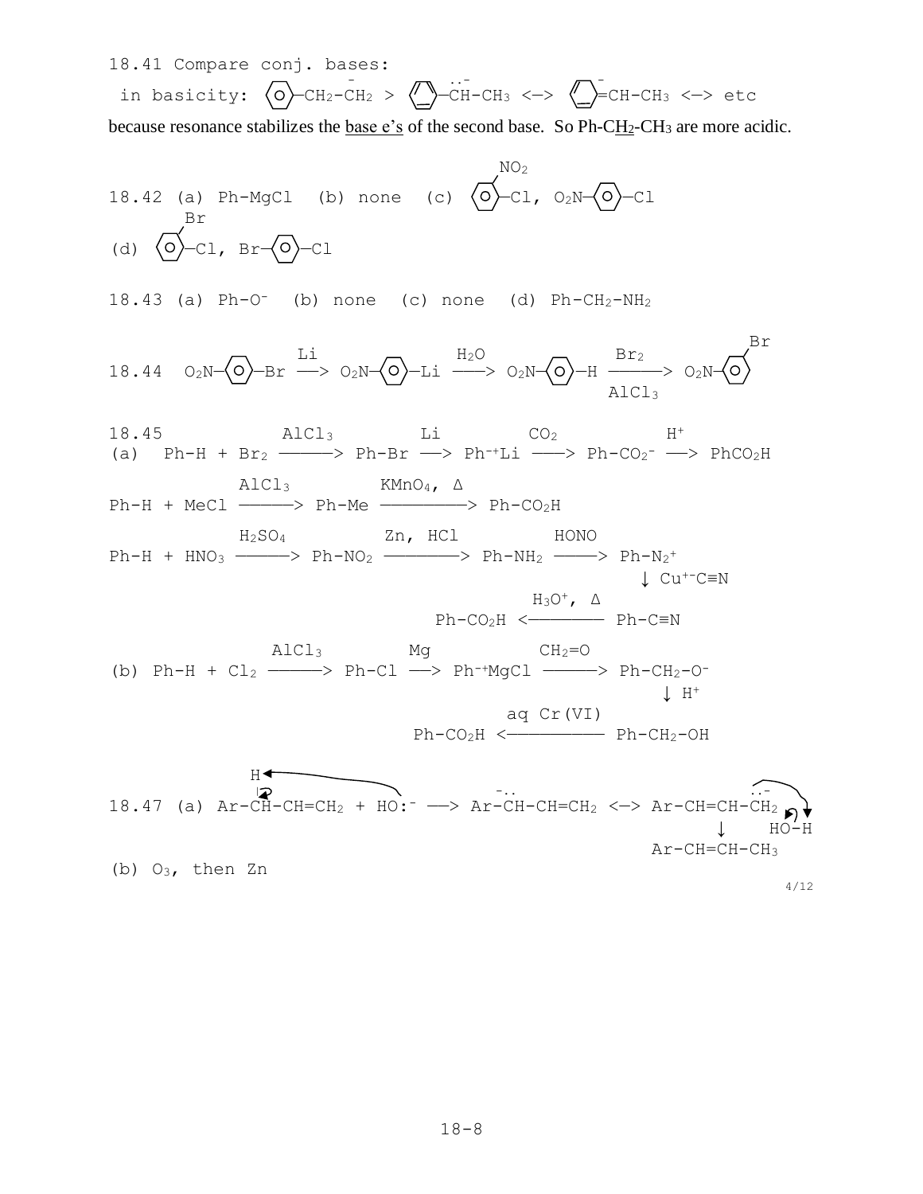18.41 Compare conj. bases:

in basicity: $Ph\text{-}CH_2\text{-}\overset{-}{C}H_2$ > $\text{Ph-}\overset{..-}{C}H\text{-}CH_3$ <–> (cyclohexadienyl)$=CH\text{-}CH_3$ (ring carbanion) <–> etc

because resonance stabilizes the base e's of the second base. So $Ph\text{-}C\underline{H_2}\text{-}CH_3$ are more acidic.

18.42 (a) $Ph\text{-}MgCl$ (b) none (c) $o\text{-}O_2N\text{-}C_6H_4\text{-}Cl$, $O_2N\text{-}C_6H_4\text{-}Cl$

(d) $o\text{-}Br\text{-}C_6H_4\text{-}Cl$, $Br\text{-}C_6H_4\text{-}Cl$

18.43 (a) $Ph\text{-}O^-$ (b) none (c) none (d) $Ph\text{-}CH_2\text{-}NH_2$

18.44 $O_2N\text{-}C_6H_4\text{-}Br \xrightarrow{Li} O_2N\text{-}C_6H_4\text{-}Li \xrightarrow{H_2O} O_2N\text{-}C_6H_4\text{-}H \xrightarrow[AlCl_3]{Br_2} m\text{-}Br\text{-}C_6H_4\text{-}NO_2$

18.45

(a) $Ph\text{-}H + Br_2 \xrightarrow{AlCl_3} Ph\text{-}Br \xrightarrow{Li} Ph^{-+}Li \xrightarrow{CO_2} Ph\text{-}CO_2^- \xrightarrow{H^+} PhCO_2H$

$Ph\text{-}H + MeCl \xrightarrow{AlCl_3} Ph\text{-}Me \xrightarrow{KMnO_4,\ \Delta} Ph\text{-}CO_2H$

$Ph\text{-}H + HNO_3 \xrightarrow{H_2SO_4} Ph\text{-}NO_2 \xrightarrow{Zn,\ HCl} Ph\text{-}NH_2 \xrightarrow{HONO} Ph\text{-}N_2^+$

$Ph\text{-}N_2^+ \xrightarrow{Cu^{+-}C\equiv N} Ph\text{-}C\equiv N \xrightarrow{H_3O^+,\ \Delta} Ph\text{-}CO_2H$

(b) $Ph\text{-}H + Cl_2 \xrightarrow{AlCl_3} Ph\text{-}Cl \xrightarrow{Mg} Ph^{-+}MgCl \xrightarrow{CH_2=O} Ph\text{-}CH_2\text{-}O^-$

$Ph\text{-}CH_2\text{-}O^- \xrightarrow{H^+} Ph\text{-}CH_2\text{-}OH \xrightarrow{aq\ Cr(VI)} Ph\text{-}CO_2H$

18.47 (a) $Ar\text{-}CH(H)\text{-}CH=CH_2 + HO{:}^- \longrightarrow Ar\text{-}\overset{-..}{C}H\text{-}CH=CH_2 \longleftrightarrow Ar\text{-}CH=CH\text{-}\overset{..-}{C}H_2$

$Ar\text{-}CH=CH\text{-}\overset{..-}{C}H_2 \xrightarrow{HO\text{-}H} Ar\text{-}CH=CH\text{-}CH_3$

(b) $O_3$, then Zn